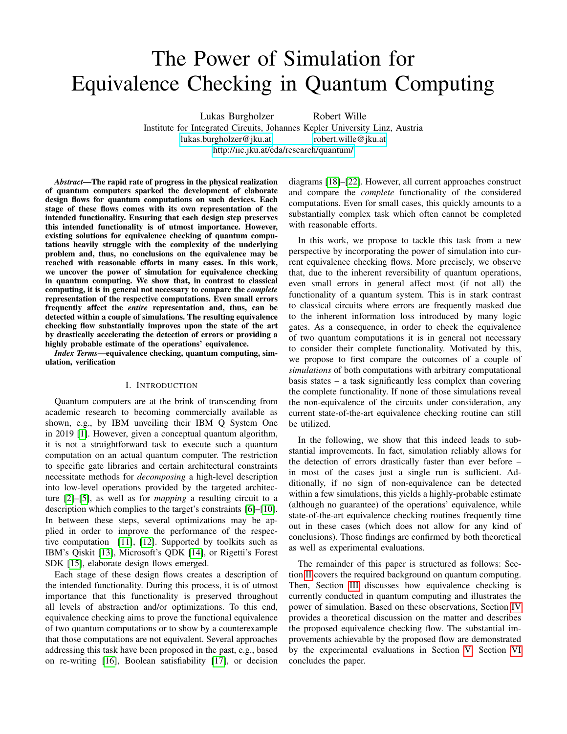# The Power of Simulation for Equivalence Checking in Quantum Computing

Lukas Burgholzer Robert Wille

Institute for Integrated Circuits, Johannes Kepler University Linz, Austria

lukas.burgholzer@jku.at robert.wille@jku.at

http://iic.jku.at/eda/research/quantum/

***Abstract*—The rapid rate of progress in the physical realization of quantum computers sparked the development of elaborate design flows for quantum computations on such devices. Each stage of these flows comes with its own representation of the intended functionality. Ensuring that each design step preserves this intended functionality is of utmost importance. However, existing solutions for equivalence checking of quantum computations heavily struggle with the complexity of the underlying problem and, thus, no conclusions on the equivalence may be reached with reasonable efforts in many cases. In this work, we uncover the power of simulation for equivalence checking in quantum computing. We show that, in contrast to classical computing, it is in general not necessary to compare the *complete* representation of the respective computations. Even small errors frequently affect the *entire* representation and, thus, can be detected within a couple of simulations. The resulting equivalence checking flow substantially improves upon the state of the art by drastically accelerating the detection of errors or providing a highly probable estimate of the operations' equivalence.**

***Index Terms*—equivalence checking, quantum computing, simulation, verification**

## I. Introduction

Quantum computers are at the brink of transcending from academic research to becoming commercially available as shown, e.g., by IBM unveiling their IBM Q System One in 2019 [1]. However, given a conceptual quantum algorithm, it is not a straightforward task to execute such a quantum computation on an actual quantum computer. The restriction to specific gate libraries and certain architectural constraints necessitate methods for *decomposing* a high-level description into low-level operations provided by the targeted architecture [2]–[5], as well as for *mapping* a resulting circuit to a description which complies to the target's constraints [6]–[10]. In between these steps, several optimizations may be applied in order to improve the performance of the respective computation [11], [12]. Supported by toolkits such as IBM's Qiskit [13], Microsoft's QDK [14], or Rigetti's Forest SDK [15], elaborate design flows emerged.

Each stage of these design flows creates a description of the intended functionality. During this process, it is of utmost importance that this functionality is preserved throughout all levels of abstraction and/or optimizations. To this end, equivalence checking aims to prove the functional equivalence of two quantum computations or to show by a counterexample that those computations are not equivalent. Several approaches addressing this task have been proposed in the past, e.g., based on re-writing [16], Boolean satisfiability [17], or decision diagrams [18]–[22]. However, all current approaches construct and compare the *complete* functionality of the considered computations. Even for small cases, this quickly amounts to a substantially complex task which often cannot be completed with reasonable efforts.

In this work, we propose to tackle this task from a new perspective by incorporating the power of simulation into current equivalence checking flows. More precisely, we observe that, due to the inherent reversibility of quantum operations, even small errors in general affect most (if not all) the functionality of a quantum system. This is in stark contrast to classical circuits where errors are frequently masked due to the inherent information loss introduced by many logic gates. As a consequence, in order to check the equivalence of two quantum computations it is in general not necessary to consider their complete functionality. Motivated by this, we propose to first compare the outcomes of a couple of *simulations* of both computations with arbitrary computational basis states – a task significantly less complex than covering the complete functionality. If none of those simulations reveal the non-equivalence of the circuits under consideration, any current state-of-the-art equivalence checking routine can still be utilized.

In the following, we show that this indeed leads to substantial improvements. In fact, simulation reliably allows for the detection of errors drastically faster than ever before – in most of the cases just a single run is sufficient. Additionally, if no sign of non-equivalence can be detected within a few simulations, this yields a highly-probable estimate (although no guarantee) of the operations' equivalence, while state-of-the-art equivalence checking routines frequently time out in these cases (which does not allow for any kind of conclusions). Those findings are confirmed by both theoretical as well as experimental evaluations.

The remainder of this paper is structured as follows: Section II covers the required background on quantum computing. Then, Section III discusses how equivalence checking is currently conducted in quantum computing and illustrates the power of simulation. Based on these observations, Section IV provides a theoretical discussion on the matter and describes the proposed equivalence checking flow. The substantial improvements achievable by the proposed flow are demonstrated by the experimental evaluations in Section V. Section VI concludes the paper.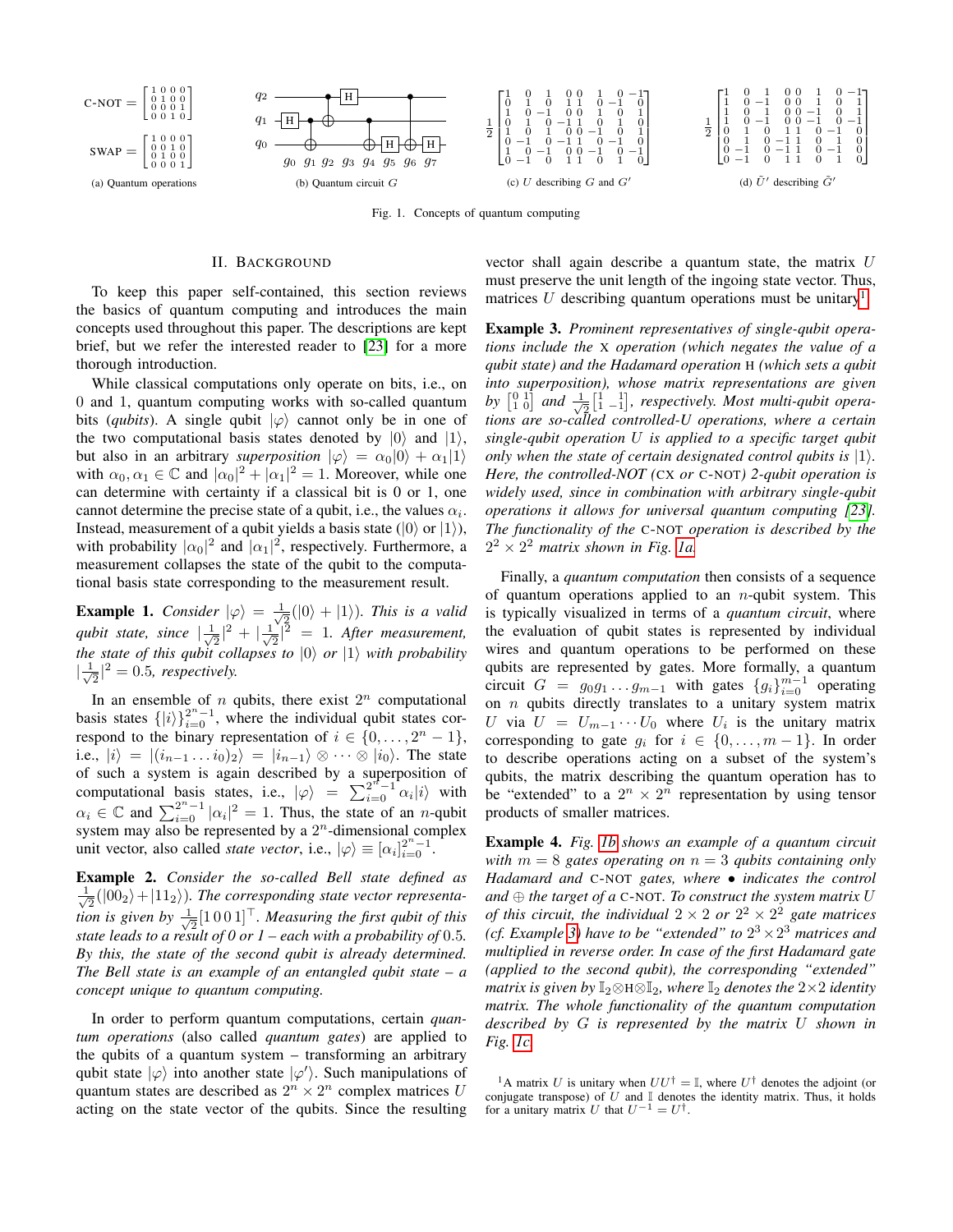(a) Quantum operations

$$\text{C-NOT} = \begin{bmatrix} 1&0&0&0\\0&1&0&0\\0&0&0&1\\0&0&1&0 \end{bmatrix}$$

$$\text{SWAP} = \begin{bmatrix} 1&0&0&0\\0&0&1&0\\0&1&0&0\\0&0&0&1 \end{bmatrix}$$

(b) Quantum circuit $G$

(c) $U$ describing $G$ and $G'$

$$\frac{1}{2}\begin{bmatrix} 1&0&1&0&0&1&0&-1\\0&1&0&1&1&0&-1&0\\1&0&-1&0&0&1&0&1\\0&1&0&-1&1&0&1&0\\1&0&1&0&0&-1&0&1\\0&-1&0&-1&1&0&-1&0\\1&0&-1&0&0&-1&0&-1\\0&-1&0&1&1&0&1&0 \end{bmatrix}$$

(d) $\tilde{U}'$ describing $\tilde{G}'$

$$\frac{1}{2}\begin{bmatrix} 1&0&1&0&0&1&0&-1\\1&0&-1&0&0&1&0&1\\1&0&1&0&0&-1&0&1\\1&0&-1&0&0&-1&0&-1\\0&1&0&1&1&0&-1&0\\0&1&0&-1&1&0&1&0\\0&-1&0&-1&1&0&-1&0\\0&-1&0&1&1&0&1&0 \end{bmatrix}$$

Fig. 1. Concepts of quantum computing

## II. Background

To keep this paper self-contained, this section reviews the basics of quantum computing and introduces the main concepts used throughout this paper. The descriptions are kept brief, but we refer the interested reader to [23] for a more thorough introduction.

While classical computations only operate on bits, i.e., on 0 and 1, quantum computing works with so-called quantum bits (*qubits*). A single qubit $|\varphi\rangle$ cannot only be in one of the two computational basis states denoted by $|0\rangle$ and $|1\rangle$, but also in an arbitrary *superposition* $|\varphi\rangle = \alpha_0|0\rangle + \alpha_1|1\rangle$ with $\alpha_0, \alpha_1 \in \mathbb{C}$ and $|\alpha_0|^2 + |\alpha_1|^2 = 1$. Moreover, while one can determine with certainty if a classical bit is 0 or 1, one cannot determine the precise state of a qubit, i.e., the values $\alpha_i$. Instead, measurement of a qubit yields a basis state ($|0\rangle$ or $|1\rangle$), with probability $|\alpha_0|^2$ and $|\alpha_1|^2$, respectively. Furthermore, a measurement collapses the state of the qubit to the computational basis state corresponding to the measurement result.

**Example 1.** *Consider $|\varphi\rangle = \frac{1}{\sqrt{2}}(|0\rangle + |1\rangle)$. This is a valid qubit state, since $|\frac{1}{\sqrt{2}}|^2 + |\frac{1}{\sqrt{2}}|^2 = 1$. After measurement, the state of this qubit collapses to $|0\rangle$ or $|1\rangle$ with probability $|\frac{1}{\sqrt{2}}|^2 = 0.5$, respectively.*

In an ensemble of $n$ qubits, there exist $2^n$ computational basis states $\{|i\rangle\}_{i=0}^{2^n-1}$, where the individual qubit states correspond to the binary representation of $i \in \{0, \ldots, 2^n - 1\}$, i.e., $|i\rangle = |(i_{n-1} \ldots i_0)_2\rangle = |i_{n-1}\rangle \otimes \cdots \otimes |i_0\rangle$. The state of such a system is again described by a superposition of computational basis states, i.e., $|\varphi\rangle = \sum_{i=0}^{2^n-1} \alpha_i |i\rangle$ with $\alpha_i \in \mathbb{C}$ and $\sum_{i=0}^{2^n-1} |\alpha_i|^2 = 1$. Thus, the state of an $n$-qubit system may also be represented by a $2^n$-dimensional complex unit vector, also called *state vector*, i.e., $|\varphi\rangle \equiv [\alpha_i]_{i=0}^{2^n-1}$.

**Example 2.** *Consider the so-called Bell state defined as $\frac{1}{\sqrt{2}}(|00_2\rangle + |11_2\rangle)$. The corresponding state vector representation is given by $\frac{1}{\sqrt{2}}[1\,0\,0\,1]^\top$. Measuring the first qubit of this state leads to a result of 0 or 1 – each with a probability of 0.5. By this, the state of the second qubit is already determined. The Bell state is an example of an entangled qubit state – a concept unique to quantum computing.*

In order to perform quantum computations, certain *quantum operations* (also called *quantum gates*) are applied to the qubits of a quantum system – transforming an arbitrary qubit state $|\varphi\rangle$ into another state $|\varphi'\rangle$. Such manipulations of quantum states are described as $2^n \times 2^n$ complex matrices $U$ acting on the state vector of the qubits. Since the resulting vector shall again describe a quantum state, the matrix $U$ must preserve the unit length of the ingoing state vector. Thus, matrices $U$ describing quantum operations must be unitary[1].

**Example 3.** *Prominent representatives of single-qubit operations include the X operation (which negates the value of a qubit state) and the Hadamard operation H (which sets a qubit into superposition), whose matrix representations are given by $\left[\begin{smallmatrix}0&1\\1&0\end{smallmatrix}\right]$ and $\frac{1}{\sqrt{2}}\left[\begin{smallmatrix}1&1\\1&-1\end{smallmatrix}\right]$, respectively. Most multi-qubit operations are so-called controlled-U operations, where a certain single-qubit operation $U$ is applied to a specific target qubit only when the state of certain designated control qubits is $|1\rangle$. Here, the controlled-NOT (CX or C-NOT) 2-qubit operation is widely used, since in combination with arbitrary single-qubit operations it allows for universal quantum computing [23]. The functionality of the C-NOT operation is described by the $2^2 \times 2^2$ matrix shown in Fig. 1a.*

Finally, a *quantum computation* then consists of a sequence of quantum operations applied to an $n$-qubit system. This is typically visualized in terms of a *quantum circuit*, where the evaluation of qubit states is represented by individual wires and quantum operations to be performed on these qubits are represented by gates. More formally, a quantum circuit $G = g_0 g_1 \ldots g_{m-1}$ with gates $\{g_i\}_{i=0}^{m-1}$ operating on $n$ qubits directly translates to a unitary system matrix $U$ via $U = U_{m-1} \cdots U_0$ where $U_i$ is the unitary matrix corresponding to gate $g_i$ for $i \in \{0, \ldots, m - 1\}$. In order to describe operations acting on a subset of the system's qubits, the matrix describing the quantum operation has to be "extended" to a $2^n \times 2^n$ representation by using tensor products of smaller matrices.

**Example 4.** *Fig. 1b shows an example of a quantum circuit with $m = 8$ gates operating on $n = 3$ qubits containing only Hadamard and C-NOT gates, where $\bullet$ indicates the control and $\oplus$ the target of a C-NOT. To construct the system matrix $U$ of this circuit, the individual $2 \times 2$ or $2^2 \times 2^2$ gate matrices (cf. Example 3) have to be "extended" to $2^3 \times 2^3$ matrices and multiplied in reverse order. In case of the first Hadamard gate (applied to the second qubit), the corresponding "extended" matrix is given by $\mathbb{I}_2 \otimes \text{H} \otimes \mathbb{I}_2$, where $\mathbb{I}_2$ denotes the $2 \times 2$ identity matrix. The whole functionality of the quantum computation described by $G$ is represented by the matrix $U$ shown in Fig. 1c.*

[1] A matrix $U$ is unitary when $UU^\dagger = \mathbb{I}$, where $U^\dagger$ denotes the adjoint (or conjugate transpose) of $U$ and $\mathbb{I}$ denotes the identity matrix. Thus, it holds for a unitary matrix $U$ that $U^{-1} = U^\dagger$.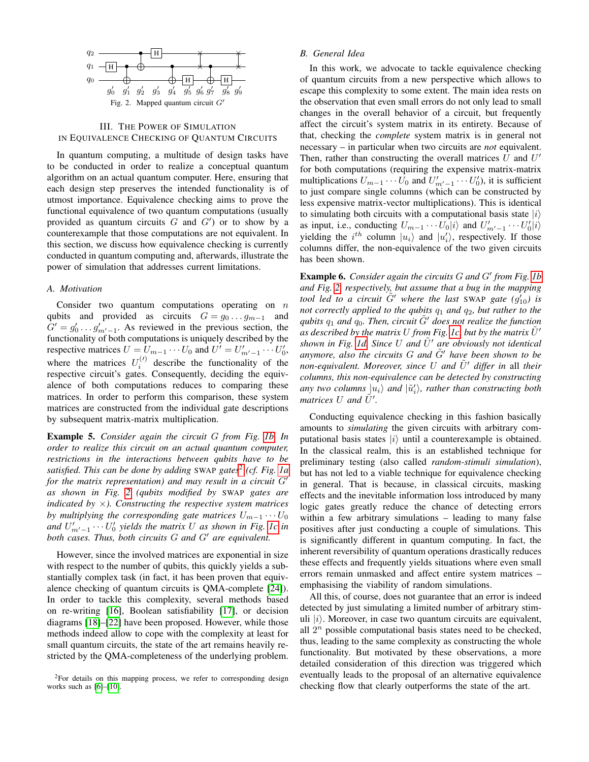Fig. 2. Mapped quantum circuit $G'$

## III. The Power of Simulation in Equivalence Checking of Quantum Circuits

In quantum computing, a multitude of design tasks have to be conducted in order to realize a conceptual quantum algorithm on an actual quantum computer. Here, ensuring that each design step preserves the intended functionality is of utmost importance. Equivalence checking aims to prove the functional equivalence of two quantum computations (usually provided as quantum circuits $G$ and $G'$) or to show by a counterexample that those computations are not equivalent. In this section, we discuss how equivalence checking is currently conducted in quantum computing and, afterwards, illustrate the power of simulation that addresses current limitations.

### A. Motivation

Consider two quantum computations operating on $n$ qubits and provided as circuits $G = g_0 \ldots g_{m-1}$ and $G' = g'_0 \ldots g'_{m'-1}$. As reviewed in the previous section, the functionality of both computations is uniquely described by the respective matrices $U = U_{m-1} \cdots U_0$ and $U' = U'_{m'-1} \cdots U'_0$, where the matrices $U_i^{(\prime)}$ describe the functionality of the respective circuit's gates. Consequently, deciding the equivalence of both computations reduces to comparing these matrices. In order to perform this comparison, these system matrices are constructed from the individual gate descriptions by subsequent matrix-matrix multiplication.

**Example 5.** *Consider again the circuit $G$ from Fig. 1b. In order to realize this circuit on an actual quantum computer, restrictions in the interactions between qubits have to be satisfied. This can be done by adding* SWAP *gates*[2] *(cf. Fig. 1a for the matrix representation) and may result in a circuit $G'$ as shown in Fig. 2 (qubits modified by* SWAP *gates are indicated by $\times$). Constructing the respective system matrices by multiplying the corresponding gate matrices $U_{m-1} \cdots U_0$ and $U'_{m'-1} \cdots U'_0$ yields the matrix $U$ as shown in Fig. 1c in both cases. Thus, both circuits $G$ and $G'$ are equivalent.*

However, since the involved matrices are exponential in size with respect to the number of qubits, this quickly yields a substantially complex task (in fact, it has been proven that equivalence checking of quantum circuits is QMA-complete [24]). In order to tackle this complexity, several methods based on re-writing [16], Boolean satisfiability [17], or decision diagrams [18]–[22] have been proposed. However, while those methods indeed allow to cope with the complexity at least for small quantum circuits, the state of the art remains heavily restricted by the QMA-completeness of the underlying problem.

[2] For details on this mapping process, we refer to corresponding design works such as [6]–[10].

### B. General Idea

In this work, we advocate to tackle equivalence checking of quantum circuits from a new perspective which allows to escape this complexity to some extent. The main idea rests on the observation that even small errors do not only lead to small changes in the overall behavior of a circuit, but frequently affect the circuit's system matrix in its entirety. Because of that, checking the *complete* system matrix is in general not necessary – in particular when two circuits are *not* equivalent. Then, rather than constructing the overall matrices $U$ and $U'$ for both computations (requiring the expensive matrix-matrix multiplications $U_{m-1} \cdots U_0$ and $U'_{m'-1} \cdots U'_0$), it is sufficient to just compare single columns (which can be constructed by less expensive matrix-vector multiplications). This is identical to simulating both circuits with a computational basis state $|i\rangle$ as input, i.e., conducting $U_{m-1} \cdots U_0 |i\rangle$ and $U'_{m'-1} \cdots U'_0 |i\rangle$ yielding the $i^{th}$ column $|u_i\rangle$ and $|u'_i\rangle$, respectively. If those columns differ, the non-equivalence of the two given circuits has been shown.

**Example 6.** *Consider again the circuits $G$ and $G'$ from Fig. 1b and Fig. 2, respectively, but assume that a bug in the mapping tool led to a circuit $\tilde{G}'$ where the last* SWAP *gate ($g'_{10}$) is not correctly applied to the qubits $q_1$ and $q_2$, but rather to the qubits $q_1$ and $q_0$. Then, circuit $\tilde{G}'$ does not realize the function as described by the matrix $U$ from Fig. 1c, but by the matrix $\tilde{U}'$ shown in Fig. 1d. Since $U$ and $\tilde{U}'$ are obviously not identical anymore, also the circuits $G$ and $\tilde{G}'$ have been shown to be non-equivalent. Moreover, since $U$ and $\tilde{U}'$ differ in* all *their columns, this non-equivalence can be detected by constructing any two columns $|u_i\rangle$ and $|\tilde{u}'_i\rangle$, rather than constructing both matrices $U$ and $\tilde{U}'$.*

Conducting equivalence checking in this fashion basically amounts to *simulating* the given circuits with arbitrary computational basis states $|i\rangle$ until a counterexample is obtained. In the classical realm, this is an established technique for preliminary testing (also called *random-stimuli simulation*), but has not led to a viable technique for equivalence checking in general. That is because, in classical circuits, masking effects and the inevitable information loss introduced by many logic gates greatly reduce the chance of detecting errors within a few arbitrary simulations – leading to many false positives after just conducting a couple of simulations. This is significantly different in quantum computing. In fact, the inherent reversibility of quantum operations drastically reduces these effects and frequently yields situations where even small errors remain unmasked and affect entire system matrices – emphasising the viability of random simulations.

All this, of course, does not guarantee that an error is indeed detected by just simulating a limited number of arbitrary stimuli $|i\rangle$. Moreover, in case two quantum circuits are equivalent, all $2^n$ possible computational basis states need to be checked, thus, leading to the same complexity as constructing the whole functionality. But motivated by these observations, a more detailed consideration of this direction was triggered which eventually leads to the proposal of an alternative equivalence checking flow that clearly outperforms the state of the art.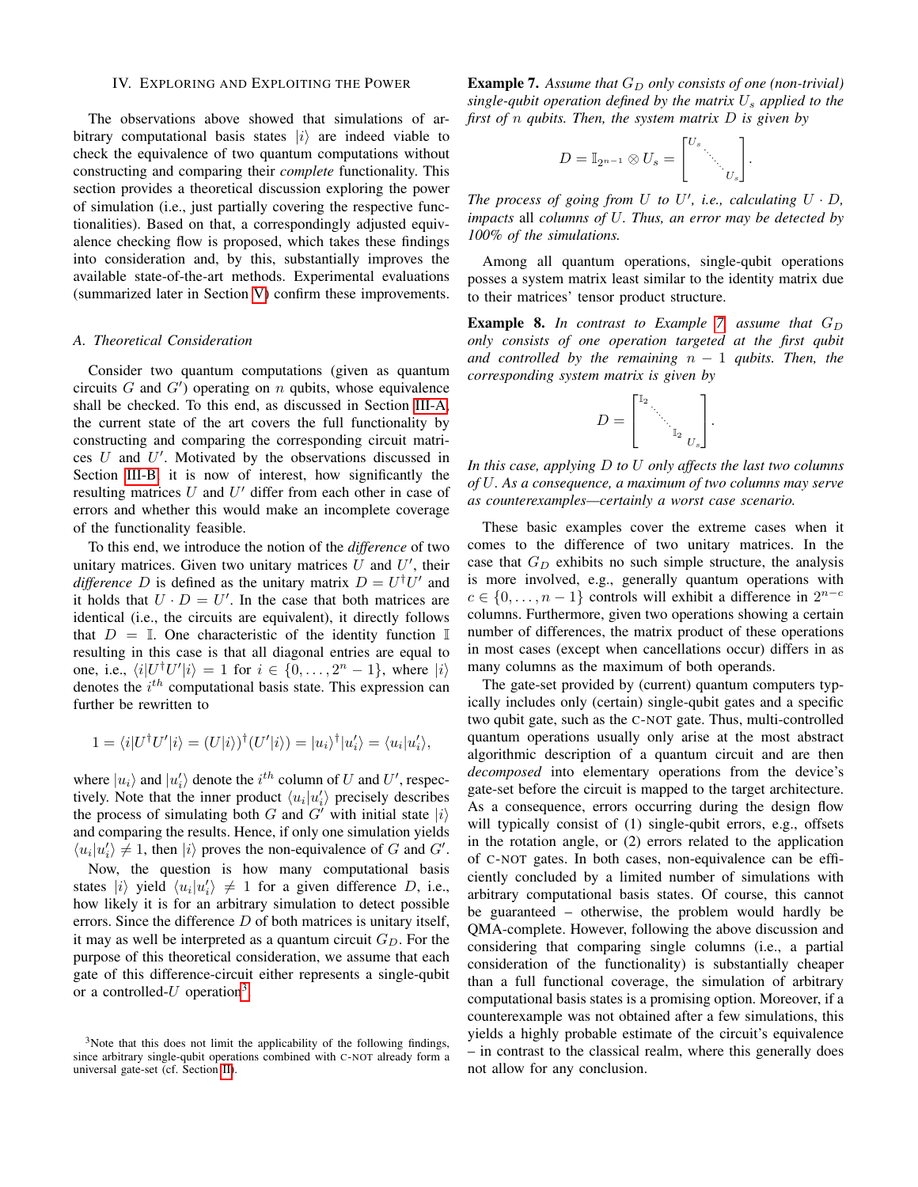## IV. Exploring and Exploiting the Power

The observations above showed that simulations of arbitrary computational basis states $|i\rangle$ are indeed viable to check the equivalence of two quantum computations without constructing and comparing their *complete* functionality. This section provides a theoretical discussion exploring the power of simulation (i.e., just partially covering the respective functionalities). Based on that, a correspondingly adjusted equivalence checking flow is proposed, which takes these findings into consideration and, by this, substantially improves the available state-of-the-art methods. Experimental evaluations (summarized later in Section V) confirm these improvements.

### A. Theoretical Consideration

Consider two quantum computations (given as quantum circuits $G$ and $G'$) operating on $n$ qubits, whose equivalence shall be checked. To this end, as discussed in Section III-A, the current state of the art covers the full functionality by constructing and comparing the corresponding circuit matrices $U$ and $U'$. Motivated by the observations discussed in Section III-B, it is now of interest, how significantly the resulting matrices $U$ and $U'$ differ from each other in case of errors and whether this would make an incomplete coverage of the functionality feasible.

To this end, we introduce the notion of the *difference* of two unitary matrices. Given two unitary matrices $U$ and $U'$, their *difference* $D$ is defined as the unitary matrix $D = U^\dagger U'$ and it holds that $U \cdot D = U'$. In the case that both matrices are identical (i.e., the circuits are equivalent), it directly follows that $D = \mathbb{I}$. One characteristic of the identity function $\mathbb{I}$ resulting in this case is that all diagonal entries are equal to one, i.e., $\langle i|U^\dagger U'|i\rangle = 1$ for $i \in \{0, \ldots, 2^n - 1\}$, where $|i\rangle$ denotes the $i^{th}$ computational basis state. This expression can further be rewritten to

$$1 = \langle i|U^\dagger U'|i\rangle = (U|i\rangle)^\dagger (U'|i\rangle) = |u_i\rangle^\dagger |u_i'\rangle = \langle u_i|u_i'\rangle,$$

where $|u_i\rangle$ and $|u_i'\rangle$ denote the $i^{th}$ column of $U$ and $U'$, respectively. Note that the inner product $\langle u_i|u_i'\rangle$ precisely describes the process of simulating both $G$ and $G'$ with initial state $|i\rangle$ and comparing the results. Hence, if only one simulation yields $\langle u_i|u_i'\rangle \neq 1$, then $|i\rangle$ proves the non-equivalence of $G$ and $G'$.

Now, the question is how many computational basis states $|i\rangle$ yield $\langle u_i|u_i'\rangle \neq 1$ for a given difference $D$, i.e., how likely it is for an arbitrary simulation to detect possible errors. Since the difference $D$ of both matrices is unitary itself, it may as well be interpreted as a quantum circuit $G_D$. For the purpose of this theoretical consideration, we assume that each gate of this difference-circuit either represents a single-qubit or a controlled-$U$ operation[3].

[3]Note that this does not limit the applicability of the following findings, since arbitrary single-qubit operations combined with C-NOT already form a universal gate-set (cf. Section II).

**Example 7.** *Assume that $G_D$ only consists of one (non-trivial) single-qubit operation defined by the matrix $U_s$ applied to the first of $n$ qubits. Then, the system matrix $D$ is given by*

$$D = \mathbb{I}_{2^{n-1}} \otimes U_s = \begin{bmatrix} U_s & & \\ & \ddots & \\ & & U_s \end{bmatrix}.$$

*The process of going from $U$ to $U'$, i.e., calculating $U \cdot D$, impacts* all *columns of $U$. Thus, an error may be detected by 100% of the simulations.*

Among all quantum operations, single-qubit operations posses a system matrix least similar to the identity matrix due to their matrices' tensor product structure.

**Example 8.** *In contrast to Example 7, assume that $G_D$ only consists of one operation targeted at the first qubit and controlled by the remaining $n-1$ qubits. Then, the corresponding system matrix is given by*

$$D = \begin{bmatrix} \mathbb{I}_2 & & & \\ & \ddots & & \\ & & \mathbb{I}_2 & \\ & & & U_s \end{bmatrix}.$$

*In this case, applying $D$ to $U$ only affects the last two columns of $U$. As a consequence, a maximum of two columns may serve as counterexamples—certainly a worst case scenario.*

These basic examples cover the extreme cases when it comes to the difference of two unitary matrices. In the case that $G_D$ exhibits no such simple structure, the analysis is more involved, e.g., generally quantum operations with $c \in \{0, \ldots, n-1\}$ controls will exhibit a difference in $2^{n-c}$ columns. Furthermore, given two operations showing a certain number of differences, the matrix product of these operations in most cases (except when cancellations occur) differs in as many columns as the maximum of both operands.

The gate-set provided by (current) quantum computers typically includes only (certain) single-qubit gates and a specific two qubit gate, such as the C-NOT gate. Thus, multi-controlled quantum operations usually only arise at the most abstract algorithmic description of a quantum circuit and are then *decomposed* into elementary operations from the device's gate-set before the circuit is mapped to the target architecture. As a consequence, errors occurring during the design flow will typically consist of (1) single-qubit errors, e.g., offsets in the rotation angle, or (2) errors related to the application of C-NOT gates. In both cases, non-equivalence can be efficiently concluded by a limited number of simulations with arbitrary computational basis states. Of course, this cannot be guaranteed – otherwise, the problem would hardly be QMA-complete. However, following the above discussion and considering that comparing single columns (i.e., a partial consideration of the functionality) is substantially cheaper than a full functional coverage, the simulation of arbitrary computational basis states is a promising option. Moreover, if a counterexample was not obtained after a few simulations, this yields a highly probable estimate of the circuit's equivalence – in contrast to the classical realm, where this generally does not allow for any conclusion.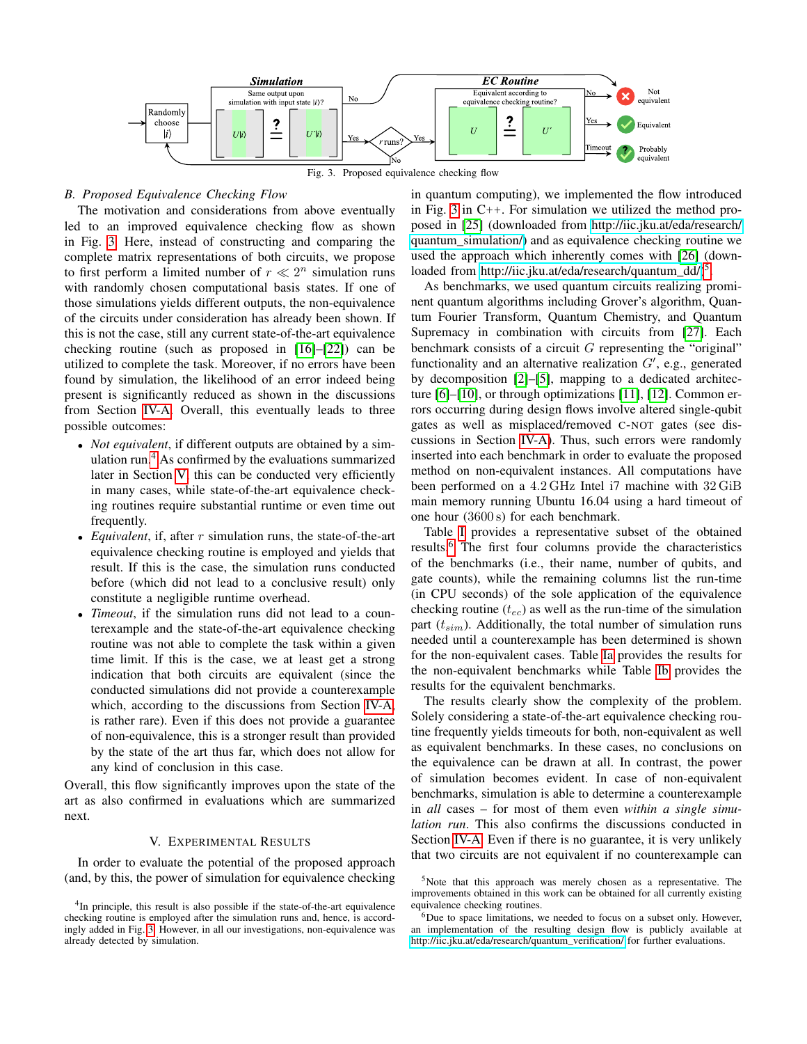Fig. 3. Proposed equivalence checking flow

## B. Proposed Equivalence Checking Flow

The motivation and considerations from above eventually led to an improved equivalence checking flow as shown in Fig. 3. Here, instead of constructing and comparing the complete matrix representations of both circuits, we propose to first perform a limited number of $r \ll 2^n$ simulation runs with randomly chosen computational basis states. If one of those simulations yields different outputs, the non-equivalence of the circuits under consideration has already been shown. If this is not the case, still any current state-of-the-art equivalence checking routine (such as proposed in [16]–[22]) can be utilized to complete the task. Moreover, if no errors have been found by simulation, the likelihood of an error indeed being present is significantly reduced as shown in the discussions from Section IV-A. Overall, this eventually leads to three possible outcomes:

- *Not equivalent*, if different outputs are obtained by a simulation run.[4] As confirmed by the evaluations summarized later in Section V, this can be conducted very efficiently in many cases, while state-of-the-art equivalence checking routines require substantial runtime or even time out frequently.
- *Equivalent*, if, after $r$ simulation runs, the state-of-the-art equivalence checking routine is employed and yields that result. If this is the case, the simulation runs conducted before (which did not lead to a conclusive result) only constitute a negligible runtime overhead.
- *Timeout*, if the simulation runs did not lead to a counterexample and the state-of-the-art equivalence checking routine was not able to complete the task within a given time limit. If this is the case, we at least get a strong indication that both circuits are equivalent (since the conducted simulations did not provide a counterexample which, according to the discussions from Section IV-A, is rather rare). Even if this does not provide a guarantee of non-equivalence, this is a stronger result than provided by the state of the art thus far, which does not allow for any kind of conclusion in this case.

Overall, this flow significantly improves upon the state of the art as also confirmed in evaluations which are summarized next.

## V. Experimental Results

In order to evaluate the potential of the proposed approach (and, by this, the power of simulation for equivalence checking in quantum computing), we implemented the flow introduced in Fig. 3 in C++. For simulation we utilized the method proposed in [25] (downloaded from http://iic.jku.at/eda/research/quantum_simulation/) and as equivalence checking routine we used the approach which inherently comes with [26] (downloaded from http://iic.jku.at/eda/research/quantum_dd/)[5].

As benchmarks, we used quantum circuits realizing prominent quantum algorithms including Grover's algorithm, Quantum Fourier Transform, Quantum Chemistry, and Quantum Supremacy in combination with circuits from [27]. Each benchmark consists of a circuit $G$ representing the "original" functionality and an alternative realization $G'$, e.g., generated by decomposition [2]–[5], mapping to a dedicated architecture [6]–[10], or through optimizations [11], [12]. Common errors occurring during design flows involve altered single-qubit gates as well as misplaced/removed C-NOT gates (see discussions in Section IV-A). Thus, such errors were randomly inserted into each benchmark in order to evaluate the proposed method on non-equivalent instances. All computations have been performed on a 4.2 GHz Intel i7 machine with 32 GiB main memory running Ubuntu 16.04 using a hard timeout of one hour (3600 s) for each benchmark.

Table I provides a representative subset of the obtained results.[6] The first four columns provide the characteristics of the benchmarks (i.e., their name, number of qubits, and gate counts), while the remaining columns list the run-time (in CPU seconds) of the sole application of the equivalence checking routine ($t_{ec}$) as well as the run-time of the simulation part ($t_{sim}$). Additionally, the total number of simulation runs needed until a counterexample has been determined is shown for the non-equivalent cases. Table Ia provides the results for the non-equivalent benchmarks while Table Ib provides the results for the equivalent benchmarks.

The results clearly show the complexity of the problem. Solely considering a state-of-the-art equivalence checking routine frequently yields timeouts for both, non-equivalent as well as equivalent benchmarks. In these cases, no conclusions on the equivalence can be drawn at all. In contrast, the power of simulation becomes evident. In case of non-equivalent benchmarks, simulation is able to determine a counterexample in *all* cases – for most of them even *within a single simulation run*. This also confirms the discussions conducted in Section IV-A. Even if there is no guarantee, it is very unlikely that two circuits are not equivalent if no counterexample can

[4] In principle, this result is also possible if the state-of-the-art equivalence checking routine is employed after the simulation runs and, hence, is accordingly added in Fig. 3. However, in all our investigations, non-equivalence was already detected by simulation.

[5] Note that this approach was merely chosen as a representative. The improvements obtained in this work can be obtained for all currently existing equivalence checking routines.

[6] Due to space limitations, we needed to focus on a subset only. However, an implementation of the resulting design flow is publicly available at http://iic.jku.at/eda/research/quantum_verification/ for further evaluations.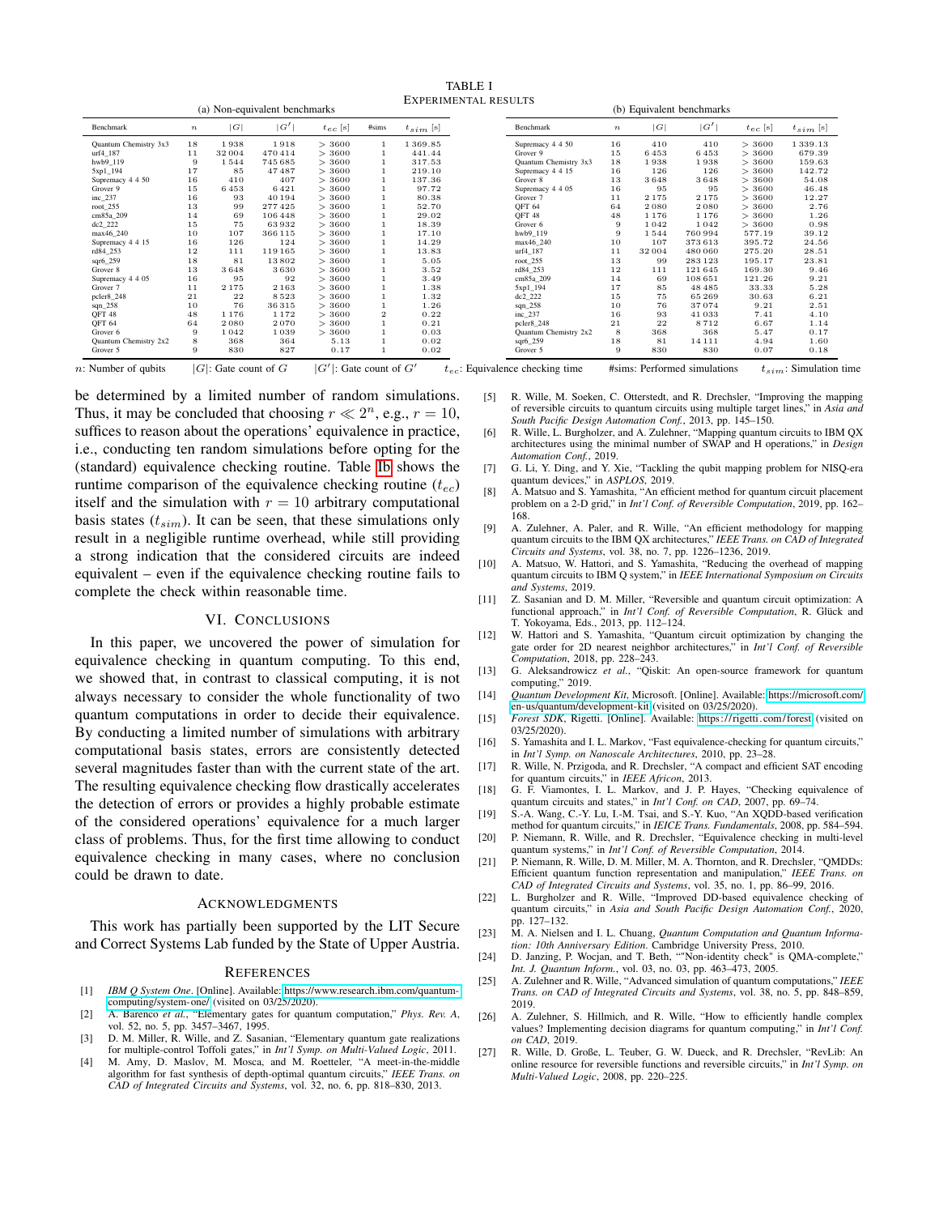TABLE I
EXPERIMENTAL RESULTS

(a) Non-equivalent benchmarks

| Benchmark | $n$ | $\|G\|$ | $\|G'\|$ | $t_{ec}$ [s] | #sims | $t_{sim}$ [s] |
|---|---|---|---|---|---|---|
| Quantum Chemistry 3x3 | 18 | 1 938 | 1 918 | > 3600 | 1 | 1 369.85 |
| urf4_187 | 11 | 32 004 | 470 414 | > 3600 | 1 | 441.44 |
| hwb9_119 | 9 | 1 544 | 745 685 | > 3600 | 1 | 317.53 |
| 5xp1_194 | 17 | 85 | 47 487 | > 3600 | 1 | 219.10 |
| Supremacy 4 4 50 | 16 | 410 | 407 | > 3600 | 1 | 137.36 |
| Grover 9 | 15 | 6 453 | 6 421 | > 3600 | 1 | 97.72 |
| inc_237 | 16 | 93 | 40 194 | > 3600 | 1 | 80.38 |
| root_255 | 13 | 99 | 277 425 | > 3600 | 1 | 52.70 |
| cm85a_209 | 14 | 69 | 106 448 | > 3600 | 1 | 29.02 |
| dc2_222 | 15 | 75 | 63 932 | > 3600 | 1 | 18.39 |
| max46_240 | 10 | 107 | 366 115 | > 3600 | 1 | 17.10 |
| Supremacy 4 4 15 | 16 | 126 | 124 | > 3600 | 1 | 14.29 |
| rd84_253 | 12 | 111 | 119 165 | > 3600 | 1 | 13.83 |
| sqr6_259 | 18 | 81 | 13 802 | > 3600 | 1 | 5.05 |
| Grover 8 | 13 | 3 648 | 3 630 | > 3600 | 1 | 3.52 |
| Supremacy 4 4 05 | 16 | 95 | 92 | > 3600 | 1 | 3.49 |
| Grover 7 | 11 | 2 175 | 2 163 | > 3600 | 1 | 1.38 |
| pcler8_248 | 21 | 22 | 8 523 | > 3600 | 1 | 1.32 |
| sqn_258 | 10 | 76 | 36 315 | > 3600 | 1 | 1.26 |
| QFT 48 | 48 | 1 176 | 1 172 | > 3600 | 2 | 0.22 |
| QFT 64 | 64 | 2 080 | 2 070 | > 3600 | 1 | 0.21 |
| Grover 6 | 9 | 1 042 | 1 039 | > 3600 | 1 | 0.03 |
| Quantum Chemistry 2x2 | 8 | 368 | 364 | 5.13 | 1 | 0.02 |
| Grover 5 | 9 | 830 | 827 | 0.17 | 1 | 0.02 |

(b) Equivalent benchmarks

| Benchmark | $n$ | $\|G\|$ | $\|G'\|$ | $t_{ec}$ [s] | $t_{sim}$ [s] |
|---|---|---|---|---|---|
| Supremacy 4 4 50 | 16 | 410 | 410 | > 3600 | 1 339.13 |
| Grover 9 | 15 | 6 453 | 6 453 | > 3600 | 679.39 |
| Quantum Chemistry 3x3 | 18 | 1 938 | 1 938 | > 3600 | 159.63 |
| Supremacy 4 4 15 | 16 | 126 | 126 | > 3600 | 142.72 |
| Grover 8 | 13 | 3 648 | 3 648 | > 3600 | 54.08 |
| Supremacy 4 4 05 | 16 | 95 | 95 | > 3600 | 46.48 |
| Grover 7 | 11 | 2 175 | 2 175 | > 3600 | 12.27 |
| QFT 64 | 64 | 2 080 | 2 080 | > 3600 | 2.76 |
| QFT 48 | 48 | 1 176 | 1 176 | > 3600 | 1.26 |
| Grover 6 | 9 | 1 042 | 1 042 | > 3600 | 0.98 |
| hwb9_119 | 9 | 1 544 | 760 994 | 577.19 | 39.12 |
| max46_240 | 10 | 107 | 373 613 | 395.72 | 24.56 |
| urf4_187 | 11 | 32 004 | 480 060 | 275.20 | 28.51 |
| root_255 | 13 | 99 | 283 123 | 195.17 | 23.81 |
| rd84_253 | 12 | 111 | 121 645 | 169.30 | 9.46 |
| cm85a_209 | 14 | 69 | 108 651 | 121.26 | 9.21 |
| 5xp1_194 | 17 | 85 | 48 485 | 33.33 | 5.28 |
| dc2_222 | 15 | 75 | 65 269 | 30.63 | 6.21 |
| sqn_258 | 10 | 76 | 37 074 | 9.21 | 2.51 |
| inc_237 | 16 | 93 | 41 033 | 7.41 | 4.10 |
| pcler8_248 | 21 | 22 | 8 712 | 6.67 | 1.14 |
| Quantum Chemistry 2x2 | 8 | 368 | 368 | 5.47 | 0.17 |
| sqr6_259 | 18 | 81 | 14 111 | 4.94 | 1.60 |
| Grover 5 | 9 | 830 | 830 | 0.07 | 0.18 |

$n$: Number of qubits $|G|$: Gate count of $G$ $|G'|$: Gate count of $G'$ $t_{ec}$: Equivalence checking time #sims: Performed simulations $t_{sim}$: Simulation time

be determined by a limited number of random simulations. Thus, it may be concluded that choosing $r \ll 2^n$, e.g., $r = 10$, suffices to reason about the operations' equivalence in practice, i.e., conducting ten random simulations before opting for the (standard) equivalence checking routine. Table Ib shows the runtime comparison of the equivalence checking routine ($t_{ec}$) itself and the simulation with $r = 10$ arbitrary computational basis states ($t_{sim}$). It can be seen, that these simulations only result in a negligible runtime overhead, while still providing a strong indication that the considered circuits are indeed equivalent – even if the equivalence checking routine fails to complete the check within reasonable time.

## VI. Conclusions

In this paper, we uncovered the power of simulation for equivalence checking in quantum computing. To this end, we showed that, in contrast to classical computing, it is not always necessary to consider the whole functionality of two quantum computations in order to decide their equivalence. By conducting a limited number of simulations with arbitrary computational basis states, errors are consistently detected several magnitudes faster than with the current state of the art. The resulting equivalence checking flow drastically accelerates the detection of errors or provides a highly probable estimate of the considered operations' equivalence for a much larger class of problems. Thus, for the first time allowing to conduct equivalence checking in many cases, where no conclusion could be drawn to date.

## Acknowledgments

This work has partially been supported by the LIT Secure and Correct Systems Lab funded by the State of Upper Austria.

## References

[1] *IBM Q System One*. [Online]. Available: https://www.research.ibm.com/quantum-computing/system-one/ (visited on 03/25/2020).

[2] A. Barenco *et al.*, "Elementary gates for quantum computation," *Phys. Rev. A*, vol. 52, no. 5, pp. 3457–3467, 1995.

[3] D. M. Miller, R. Wille, and Z. Sasanian, "Elementary quantum gate realizations for multiple-control Toffoli gates," in *Int'l Symp. on Multi-Valued Logic*, 2011.

[4] M. Amy, D. Maslov, M. Mosca, and M. Roetteler, "A meet-in-the-middle algorithm for fast synthesis of depth-optimal quantum circuits," *IEEE Trans. on CAD of Integrated Circuits and Systems*, vol. 32, no. 6, pp. 818–830, 2013.

[5] R. Wille, M. Soeken, C. Otterstedt, and R. Drechsler, "Improving the mapping of reversible circuits to quantum circuits using multiple target lines," in *Asia and South Pacific Design Automation Conf.*, 2013, pp. 145–150.

[6] R. Wille, L. Burgholzer, and A. Zulehner, "Mapping quantum circuits to IBM QX architectures using the minimal number of SWAP and H operations," in *Design Automation Conf.*, 2019.

[7] G. Li, Y. Ding, and Y. Xie, "Tackling the qubit mapping problem for NISQ-era quantum devices," in *ASPLOS*, 2019.

[8] A. Matsuo and S. Yamashita, "An efficient method for quantum circuit placement problem on a 2-D grid," in *Int'l Conf. of Reversible Computation*, 2019, pp. 162–168.

[9] A. Zulehner, A. Paler, and R. Wille, "An efficient methodology for mapping quantum circuits to the IBM QX architectures," *IEEE Trans. on CAD of Integrated Circuits and Systems*, vol. 38, no. 7, pp. 1226–1236, 2019.

[10] A. Matsuo, W. Hattori, and S. Yamashita, "Reducing the overhead of mapping quantum circuits to IBM Q system," in *IEEE International Symposium on Circuits and Systems*, 2019.

[11] Z. Sasanian and D. M. Miller, "Reversible and quantum circuit optimization: A functional approach," in *Int'l Conf. of Reversible Computation*, R. Glück and T. Yokoyama, Eds., 2013, pp. 112–124.

[12] W. Hattori and S. Yamashita, "Quantum circuit optimization by changing the gate order for 2D nearest neighbor architectures," in *Int'l Conf. of Reversible Computation*, 2018, pp. 228–243.

[13] G. Aleksandrowicz *et al.*, "Qiskit: An open-source framework for quantum computing," 2019.

[14] *Quantum Development Kit*, Microsoft. [Online]. Available: https://microsoft.com/en-us/quantum/development-kit (visited on 03/25/2020).

[15] *Forest SDK*, Rigetti. [Online]. Available: https://rigetti.com/forest (visited on 03/25/2020).

[16] S. Yamashita and I. L. Markov, "Fast equivalence-checking for quantum circuits," in *Int'l Symp. on Nanoscale Architectures*, 2010, pp. 23–28.

[17] R. Wille, N. Przigoda, and R. Drechsler, "A compact and efficient SAT encoding for quantum circuits," in *IEEE Africon*, 2013.

[18] G. F. Viamontes, I. L. Markov, and J. P. Hayes, "Checking equivalence of quantum circuits and states," in *Int'l Conf. on CAD*, 2007, pp. 69–74.

[19] S.-A. Wang, C.-Y. Lu, I.-M. Tsai, and S.-Y. Kuo, "An XQDD-based verification method for quantum circuits," in *IEICE Trans. Fundamentals*, 2008, pp. 584–594.

[20] P. Niemann, R. Wille, and R. Drechsler, "Equivalence checking in multi-level quantum systems," in *Int'l Conf. of Reversible Computation*, 2014.

[21] P. Niemann, R. Wille, D. M. Miller, M. A. Thornton, and R. Drechsler, "QMDDs: Efficient quantum function representation and manipulation," *IEEE Trans. on CAD of Integrated Circuits and Systems*, vol. 35, no. 1, pp. 86–99, 2016.

[22] L. Burgholzer and R. Wille, "Improved DD-based equivalence checking of quantum circuits," in *Asia and South Pacific Design Automation Conf.*, 2020, pp. 127–132.

[23] M. A. Nielsen and I. L. Chuang, *Quantum Computation and Quantum Information: 10th Anniversary Edition*. Cambridge University Press, 2010.

[24] D. Janzing, P. Wocjan, and T. Beth, ""Non-identity check" is QMA-complete," *Int. J. Quantum Inform.*, vol. 03, no. 03, pp. 463–473, 2005.

[25] A. Zulehner and R. Wille, "Advanced simulation of quantum computations," *IEEE Trans. on CAD of Integrated Circuits and Systems*, vol. 38, no. 5, pp. 848–859, 2019.

[26] A. Zulehner, S. Hillmich, and R. Wille, "How to efficiently handle complex values? Implementing decision diagrams for quantum computing," in *Int'l Conf. on CAD*, 2019.

[27] R. Wille, D. Große, L. Teuber, G. W. Dueck, and R. Drechsler, "RevLib: An online resource for reversible functions and reversible circuits," in *Int'l Symp. on Multi-Valued Logic*, 2008, pp. 220–225.